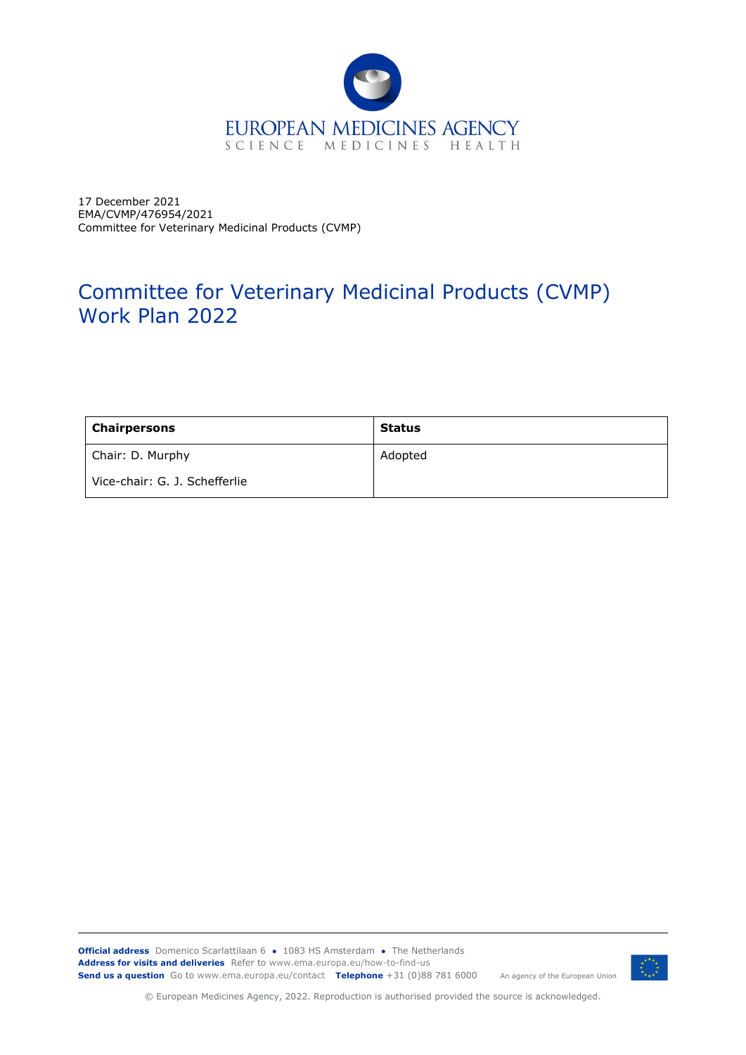EUROPEAN MEDICINES AGENCY
SCIENCE MEDICINES HEALTH

17 December 2021
EMA/CVMP/476954/2021
Committee for Veterinary Medicinal Products (CVMP)

# Committee for Veterinary Medicinal Products (CVMP) Work Plan 2022

| **Chairpersons** | **Status** |
|---|---|
| Chair: D. Murphy<br><br>Vice-chair: G. J. Schefferlie | Adopted |

**Official address** Domenico Scarlattilaan 6 ● 1083 HS Amsterdam ● The Netherlands
**Address for visits and deliveries** Refer to www.ema.europa.eu/how-to-find-us
**Send us a question** Go to www.ema.europa.eu/contact **Telephone** +31 (0)88 781 6000

An agency of the European Union

© European Medicines Agency, 2022. Reproduction is authorised provided the source is acknowledged.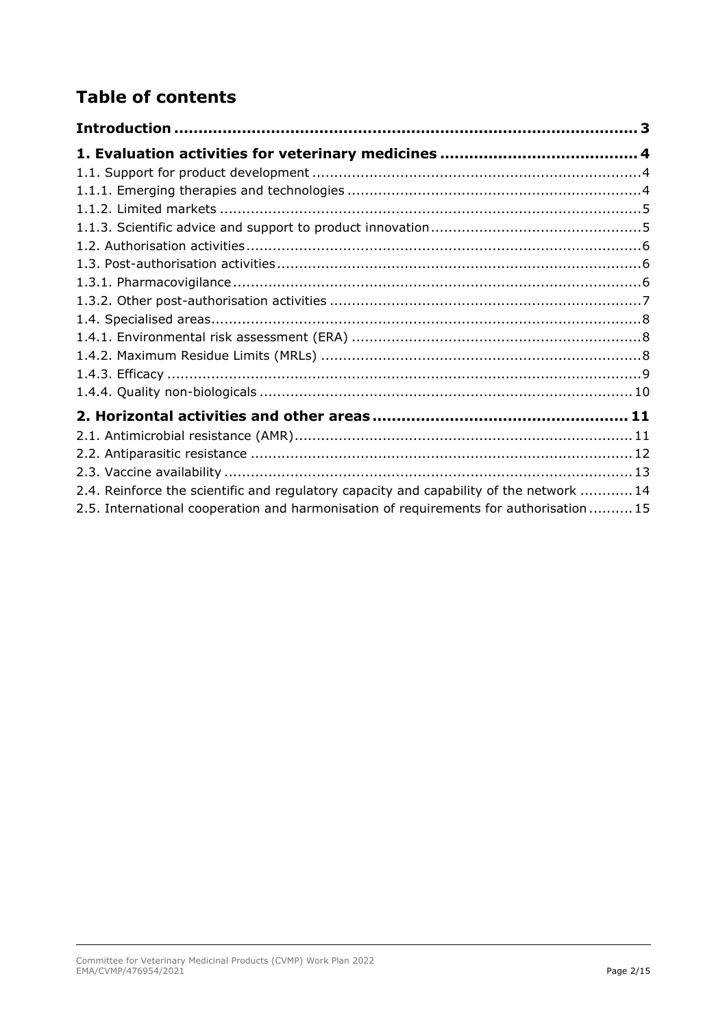# Table of contents

**Introduction** ........................................................................................ 3

**1. Evaluation activities for veterinary medicines** ........................................ 4

1.1. Support for product development ........................................................ 4

1.1.1. Emerging therapies and technologies ................................................ 4

1.1.2. Limited markets ............................................................................ 5

1.1.3. Scientific advice and support to product innovation ............................. 5

1.2. Authorisation activities ...................................................................... 6

1.3. Post-authorisation activities ............................................................... 6

1.3.1. Pharmacovigilance ........................................................................ 6

1.3.2. Other post-authorisation activities ................................................... 7

1.4. Specialised areas .............................................................................. 8

1.4.1. Environmental risk assessment (ERA) ............................................... 8

1.4.2. Maximum Residue Limits (MRLs) ..................................................... 8

1.4.3. Efficacy ...................................................................................... 9

1.4.4. Quality non-biologicals ................................................................. 10

**2. Horizontal activities and other areas** .................................................. 11

2.1. Antimicrobial resistance (AMR) .......................................................... 11

2.2. Antiparasitic resistance .................................................................... 12

2.3. Vaccine availability .......................................................................... 13

2.4. Reinforce the scientific and regulatory capacity and capability of the network ............ 14

2.5. International cooperation and harmonisation of requirements for authorisation .......... 15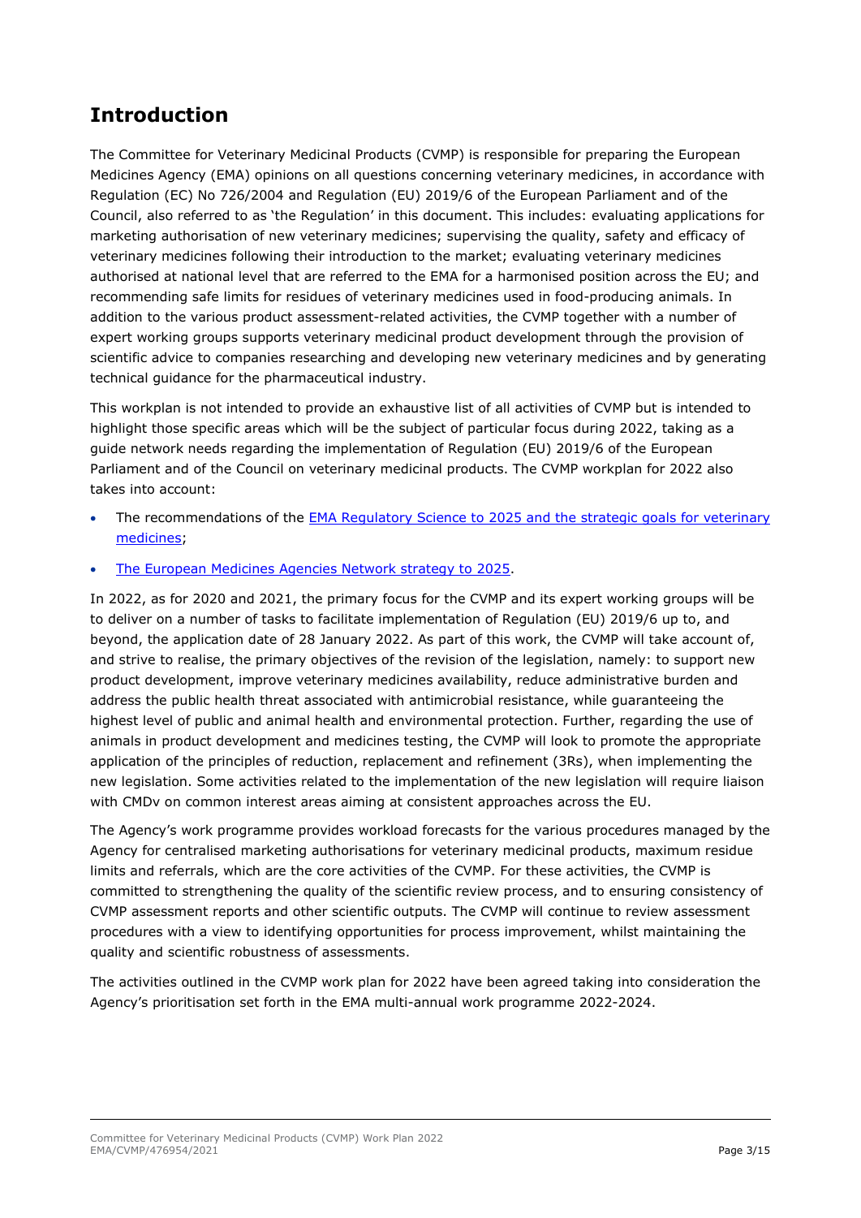# Introduction

The Committee for Veterinary Medicinal Products (CVMP) is responsible for preparing the European Medicines Agency (EMA) opinions on all questions concerning veterinary medicines, in accordance with Regulation (EC) No 726/2004 and Regulation (EU) 2019/6 of the European Parliament and of the Council, also referred to as 'the Regulation' in this document. This includes: evaluating applications for marketing authorisation of new veterinary medicines; supervising the quality, safety and efficacy of veterinary medicines following their introduction to the market; evaluating veterinary medicines authorised at national level that are referred to the EMA for a harmonised position across the EU; and recommending safe limits for residues of veterinary medicines used in food-producing animals. In addition to the various product assessment-related activities, the CVMP together with a number of expert working groups supports veterinary medicinal product development through the provision of scientific advice to companies researching and developing new veterinary medicines and by generating technical guidance for the pharmaceutical industry.

This workplan is not intended to provide an exhaustive list of all activities of CVMP but is intended to highlight those specific areas which will be the subject of particular focus during 2022, taking as a guide network needs regarding the implementation of Regulation (EU) 2019/6 of the European Parliament and of the Council on veterinary medicinal products. The CVMP workplan for 2022 also takes into account:

- The recommendations of the [EMA Regulatory Science to 2025 and the strategic goals for veterinary medicines](EMA Regulatory Science to 2025 and the strategic goals for veterinary medicines);
- [The European Medicines Agencies Network strategy to 2025](The European Medicines Agencies Network strategy to 2025).

In 2022, as for 2020 and 2021, the primary focus for the CVMP and its expert working groups will be to deliver on a number of tasks to facilitate implementation of Regulation (EU) 2019/6 up to, and beyond, the application date of 28 January 2022. As part of this work, the CVMP will take account of, and strive to realise, the primary objectives of the revision of the legislation, namely: to support new product development, improve veterinary medicines availability, reduce administrative burden and address the public health threat associated with antimicrobial resistance, while guaranteeing the highest level of public and animal health and environmental protection. Further, regarding the use of animals in product development and medicines testing, the CVMP will look to promote the appropriate application of the principles of reduction, replacement and refinement (3Rs), when implementing the new legislation. Some activities related to the implementation of the new legislation will require liaison with CMDv on common interest areas aiming at consistent approaches across the EU.

The Agency's work programme provides workload forecasts for the various procedures managed by the Agency for centralised marketing authorisations for veterinary medicinal products, maximum residue limits and referrals, which are the core activities of the CVMP. For these activities, the CVMP is committed to strengthening the quality of the scientific review process, and to ensuring consistency of CVMP assessment reports and other scientific outputs. The CVMP will continue to review assessment procedures with a view to identifying opportunities for process improvement, whilst maintaining the quality and scientific robustness of assessments.

The activities outlined in the CVMP work plan for 2022 have been agreed taking into consideration the Agency's prioritisation set forth in the EMA multi-annual work programme 2022-2024.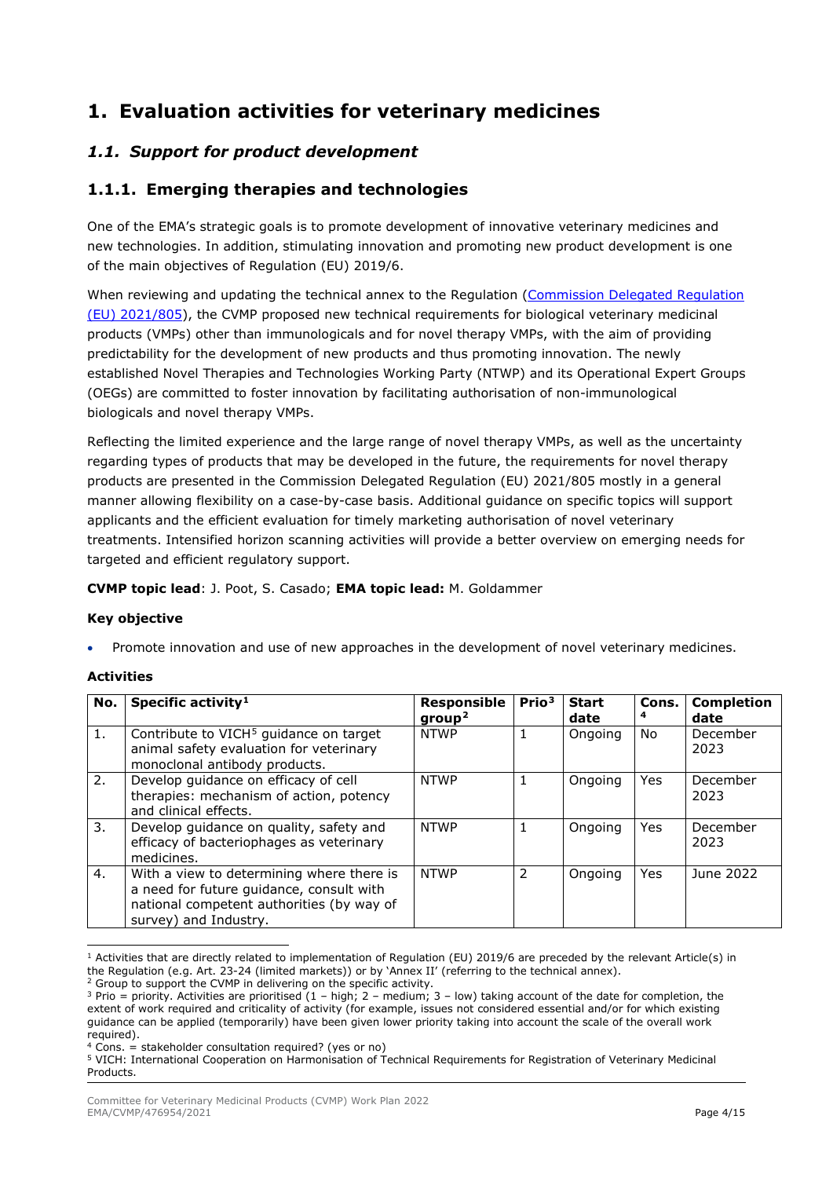# 1. Evaluation activities for veterinary medicines

## *1.1. Support for product development*

### 1.1.1. Emerging therapies and technologies

One of the EMA's strategic goals is to promote development of innovative veterinary medicines and new technologies. In addition, stimulating innovation and promoting new product development is one of the main objectives of Regulation (EU) 2019/6.

When reviewing and updating the technical annex to the Regulation (Commission Delegated Regulation (EU) 2021/805), the CVMP proposed new technical requirements for biological veterinary medicinal products (VMPs) other than immunologicals and for novel therapy VMPs, with the aim of providing predictability for the development of new products and thus promoting innovation. The newly established Novel Therapies and Technologies Working Party (NTWP) and its Operational Expert Groups (OEGs) are committed to foster innovation by facilitating authorisation of non-immunological biologicals and novel therapy VMPs.

Reflecting the limited experience and the large range of novel therapy VMPs, as well as the uncertainty regarding types of products that may be developed in the future, the requirements for novel therapy products are presented in the Commission Delegated Regulation (EU) 2021/805 mostly in a general manner allowing flexibility on a case-by-case basis. Additional guidance on specific topics will support applicants and the efficient evaluation for timely marketing authorisation of novel veterinary treatments. Intensified horizon scanning activities will provide a better overview on emerging needs for targeted and efficient regulatory support.

**CVMP topic lead**: J. Poot, S. Casado; **EMA topic lead:** M. Goldammer

**Key objective**

- Promote innovation and use of new approaches in the development of novel veterinary medicines.

**Activities**

| No. | Specific activity[1] | Responsible group[2] | Prio[3] | Start date | Cons.[4] | Completion date |
|---|---|---|---|---|---|---|
| 1. | Contribute to VICH[5] guidance on target animal safety evaluation for veterinary monoclonal antibody products. | NTWP | 1 | Ongoing | No | December 2023 |
| 2. | Develop guidance on efficacy of cell therapies: mechanism of action, potency and clinical effects. | NTWP | 1 | Ongoing | Yes | December 2023 |
| 3. | Develop guidance on quality, safety and efficacy of bacteriophages as veterinary medicines. | NTWP | 1 | Ongoing | Yes | December 2023 |
| 4. | With a view to determining where there is a need for future guidance, consult with national competent authorities (by way of survey) and Industry. | NTWP | 2 | Ongoing | Yes | June 2022 |

[1] Activities that are directly related to implementation of Regulation (EU) 2019/6 are preceded by the relevant Article(s) in the Regulation (e.g. Art. 23-24 (limited markets)) or by 'Annex II' (referring to the technical annex).

[2] Group to support the CVMP in delivering on the specific activity.

[3] Prio = priority. Activities are prioritised (1 – high; 2 – medium; 3 – low) taking account of the date for completion, the extent of work required and criticality of activity (for example, issues not considered essential and/or for which existing guidance can be applied (temporarily) have been given lower priority taking into account the scale of the overall work required).

[4] Cons. = stakeholder consultation required? (yes or no)

[5] VICH: International Cooperation on Harmonisation of Technical Requirements for Registration of Veterinary Medicinal Products.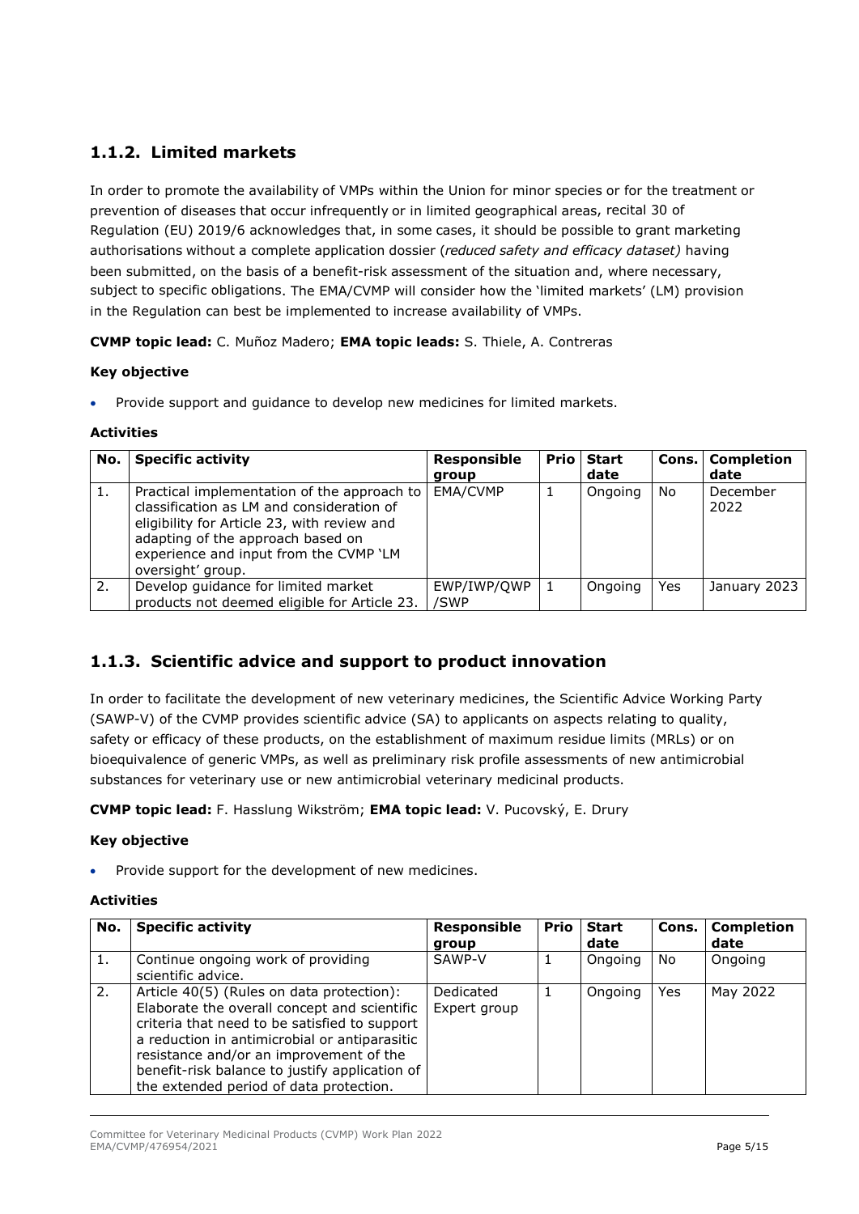### 1.1.2. Limited markets

In order to promote the availability of VMPs within the Union for minor species or for the treatment or prevention of diseases that occur infrequently or in limited geographical areas, recital 30 of Regulation (EU) 2019/6 acknowledges that, in some cases, it should be possible to grant marketing authorisations without a complete application dossier (*reduced safety and efficacy dataset)* having been submitted, on the basis of a benefit-risk assessment of the situation and, where necessary, subject to specific obligations. The EMA/CVMP will consider how the 'limited markets' (LM) provision in the Regulation can best be implemented to increase availability of VMPs.

**CVMP topic lead:** C. Muñoz Madero; **EMA topic leads:** S. Thiele, A. Contreras

**Key objective**

- Provide support and guidance to develop new medicines for limited markets.

**Activities**

| No. | Specific activity | Responsible group | Prio | Start date | Cons. | Completion date |
|---|---|---|---|---|---|---|
| 1. | Practical implementation of the approach to classification as LM and consideration of eligibility for Article 23, with review and adapting of the approach based on experience and input from the CVMP 'LM oversight' group. | EMA/CVMP | 1 | Ongoing | No | December 2022 |
| 2. | Develop guidance for limited market products not deemed eligible for Article 23. | EWP/IWP/QWP/SWP | 1 | Ongoing | Yes | January 2023 |

### 1.1.3. Scientific advice and support to product innovation

In order to facilitate the development of new veterinary medicines, the Scientific Advice Working Party (SAWP-V) of the CVMP provides scientific advice (SA) to applicants on aspects relating to quality, safety or efficacy of these products, on the establishment of maximum residue limits (MRLs) or on bioequivalence of generic VMPs, as well as preliminary risk profile assessments of new antimicrobial substances for veterinary use or new antimicrobial veterinary medicinal products.

**CVMP topic lead:** F. Hasslung Wikström; **EMA topic lead:** V. Pucovský, E. Drury

**Key objective**

- Provide support for the development of new medicines.

**Activities**

| No. | Specific activity | Responsible group | Prio | Start date | Cons. | Completion date |
|---|---|---|---|---|---|---|
| 1. | Continue ongoing work of providing scientific advice. | SAWP-V | 1 | Ongoing | No | Ongoing |
| 2. | Article 40(5) (Rules on data protection): Elaborate the overall concept and scientific criteria that need to be satisfied to support a reduction in antimicrobial or antiparasitic resistance and/or an improvement of the benefit-risk balance to justify application of the extended period of data protection. | Dedicated Expert group | 1 | Ongoing | Yes | May 2022 |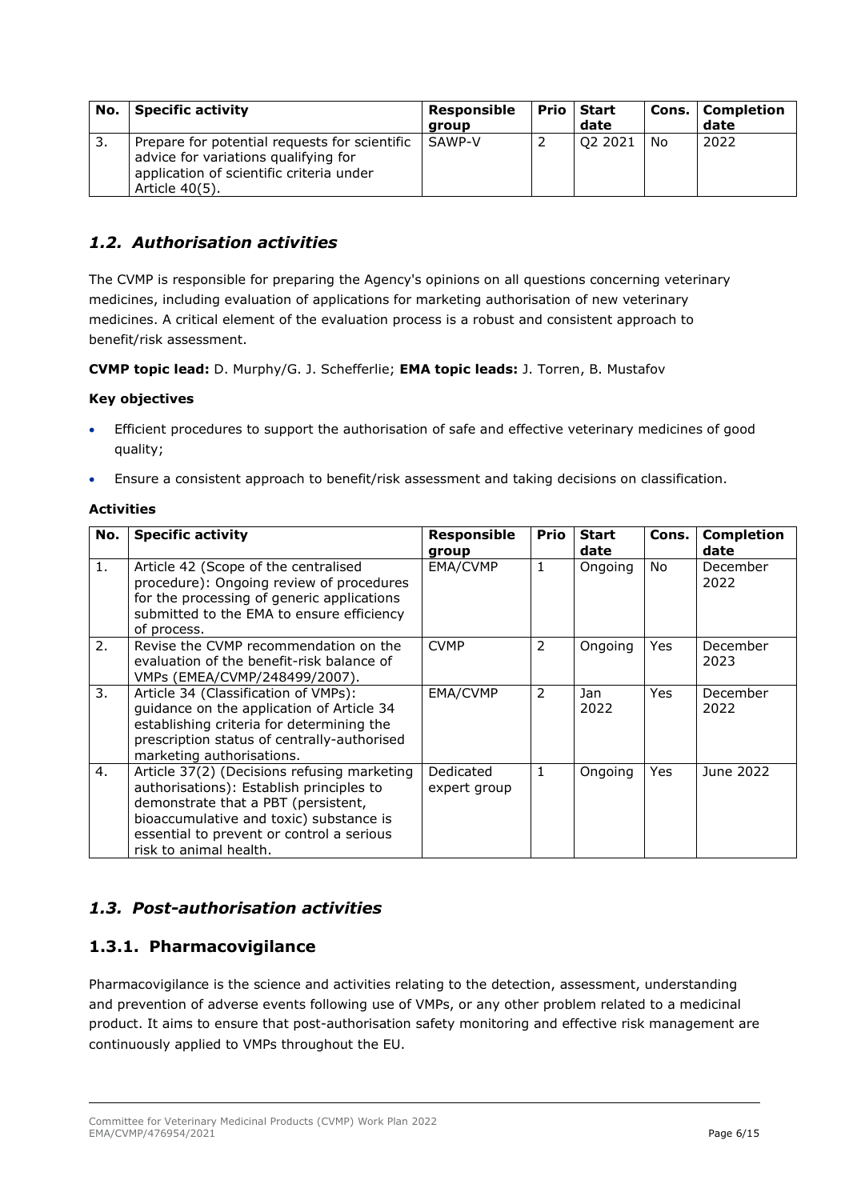| No. | Specific activity | Responsible group | Prio | Start date | Cons. | Completion date |
|---|---|---|---|---|---|---|
| 3. | Prepare for potential requests for scientific advice for variations qualifying for application of scientific criteria under Article 40(5). | SAWP-V | 2 | Q2 2021 | No | 2022 |

## *1.2. Authorisation activities*

The CVMP is responsible for preparing the Agency's opinions on all questions concerning veterinary medicines, including evaluation of applications for marketing authorisation of new veterinary medicines. A critical element of the evaluation process is a robust and consistent approach to benefit/risk assessment.

**CVMP topic lead:** D. Murphy/G. J. Schefferlie; **EMA topic leads:** J. Torren, B. Mustafov

#### Key objectives

- Efficient procedures to support the authorisation of safe and effective veterinary medicines of good quality;
- Ensure a consistent approach to benefit/risk assessment and taking decisions on classification.

#### Activities

| No. | Specific activity | Responsible group | Prio | Start date | Cons. | Completion date |
|---|---|---|---|---|---|---|
| 1. | Article 42 (Scope of the centralised procedure): Ongoing review of procedures for the processing of generic applications submitted to the EMA to ensure efficiency of process. | EMA/CVMP | 1 | Ongoing | No | December 2022 |
| 2. | Revise the CVMP recommendation on the evaluation of the benefit-risk balance of VMPs (EMEA/CVMP/248499/2007). | CVMP | 2 | Ongoing | Yes | December 2023 |
| 3. | Article 34 (Classification of VMPs): guidance on the application of Article 34 establishing criteria for determining the prescription status of centrally-authorised marketing authorisations. | EMA/CVMP | 2 | Jan 2022 | Yes | December 2022 |
| 4. | Article 37(2) (Decisions refusing marketing authorisations): Establish principles to demonstrate that a PBT (persistent, bioaccumulative and toxic) substance is essential to prevent or control a serious risk to animal health. | Dedicated expert group | 1 | Ongoing | Yes | June 2022 |

## *1.3. Post-authorisation activities*

### 1.3.1. Pharmacovigilance

Pharmacovigilance is the science and activities relating to the detection, assessment, understanding and prevention of adverse events following use of VMPs, or any other problem related to a medicinal product. It aims to ensure that post-authorisation safety monitoring and effective risk management are continuously applied to VMPs throughout the EU.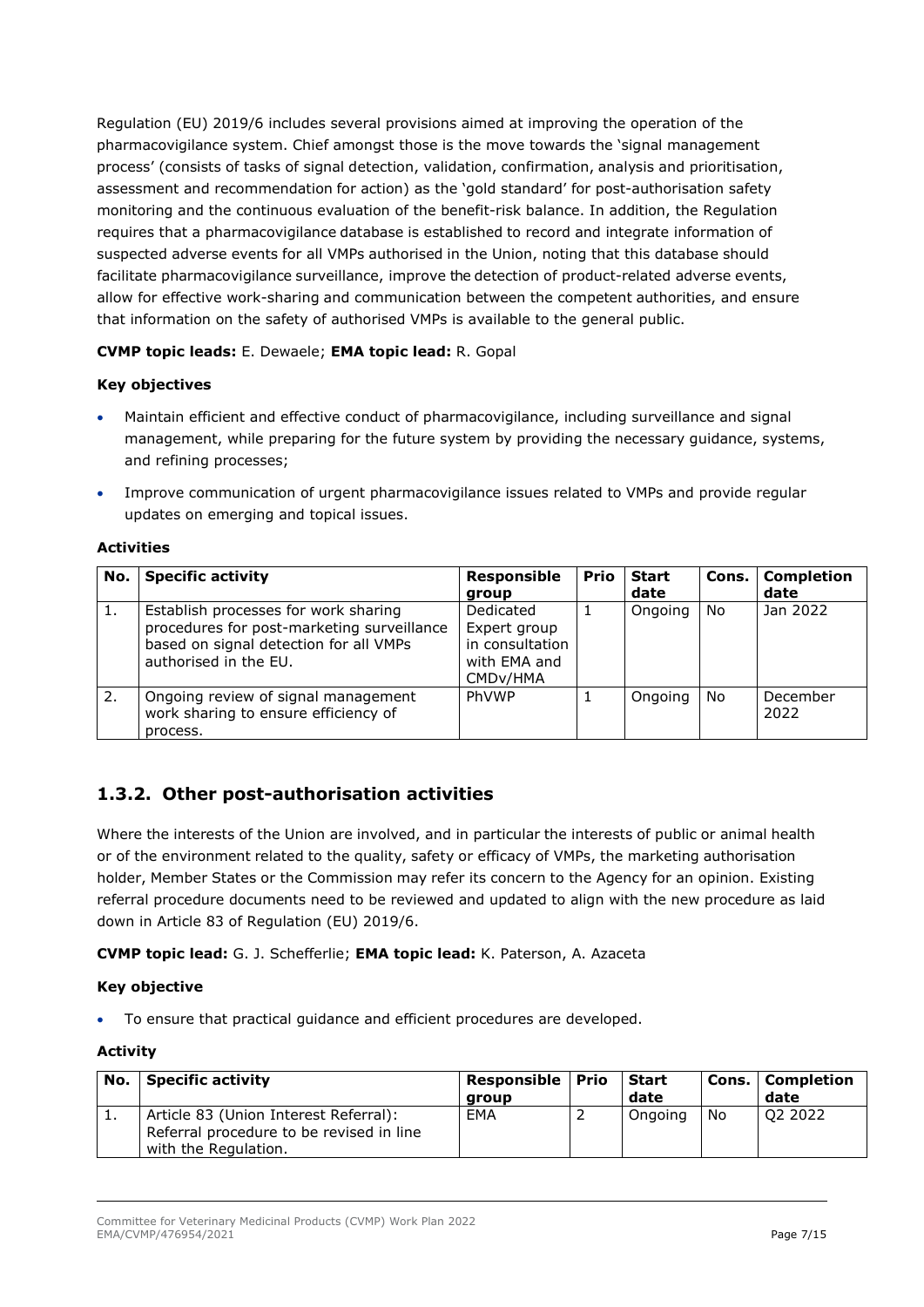Regulation (EU) 2019/6 includes several provisions aimed at improving the operation of the pharmacovigilance system. Chief amongst those is the move towards the 'signal management process' (consists of tasks of signal detection, validation, confirmation, analysis and prioritisation, assessment and recommendation for action) as the 'gold standard' for post-authorisation safety monitoring and the continuous evaluation of the benefit-risk balance. In addition, the Regulation requires that a pharmacovigilance database is established to record and integrate information of suspected adverse events for all VMPs authorised in the Union, noting that this database should facilitate pharmacovigilance surveillance, improve the detection of product-related adverse events, allow for effective work-sharing and communication between the competent authorities, and ensure that information on the safety of authorised VMPs is available to the general public.

**CVMP topic leads:** E. Dewaele; **EMA topic lead:** R. Gopal

### Key objectives

- Maintain efficient and effective conduct of pharmacovigilance, including surveillance and signal management, while preparing for the future system by providing the necessary guidance, systems, and refining processes;
- Improve communication of urgent pharmacovigilance issues related to VMPs and provide regular updates on emerging and topical issues.

### Activities

| No. | Specific activity | Responsible group | Prio | Start date | Cons. | Completion date |
|---|---|---|---|---|---|---|
| 1. | Establish processes for work sharing procedures for post-marketing surveillance based on signal detection for all VMPs authorised in the EU. | Dedicated Expert group in consultation with EMA and CMDv/HMA | 1 | Ongoing | No | Jan 2022 |
| 2. | Ongoing review of signal management work sharing to ensure efficiency of process. | PhVWP | 1 | Ongoing | No | December 2022 |

## 1.3.2. Other post-authorisation activities

Where the interests of the Union are involved, and in particular the interests of public or animal health or of the environment related to the quality, safety or efficacy of VMPs, the marketing authorisation holder, Member States or the Commission may refer its concern to the Agency for an opinion. Existing referral procedure documents need to be reviewed and updated to align with the new procedure as laid down in Article 83 of Regulation (EU) 2019/6.

**CVMP topic lead:** G. J. Schefferlie; **EMA topic lead:** K. Paterson, A. Azaceta

### Key objective

- To ensure that practical guidance and efficient procedures are developed.

### Activity

| No. | Specific activity | Responsible group | Prio | Start date | Cons. | Completion date |
|---|---|---|---|---|---|---|
| 1. | Article 83 (Union Interest Referral): Referral procedure to be revised in line with the Regulation. | EMA | 2 | Ongoing | No | Q2 2022 |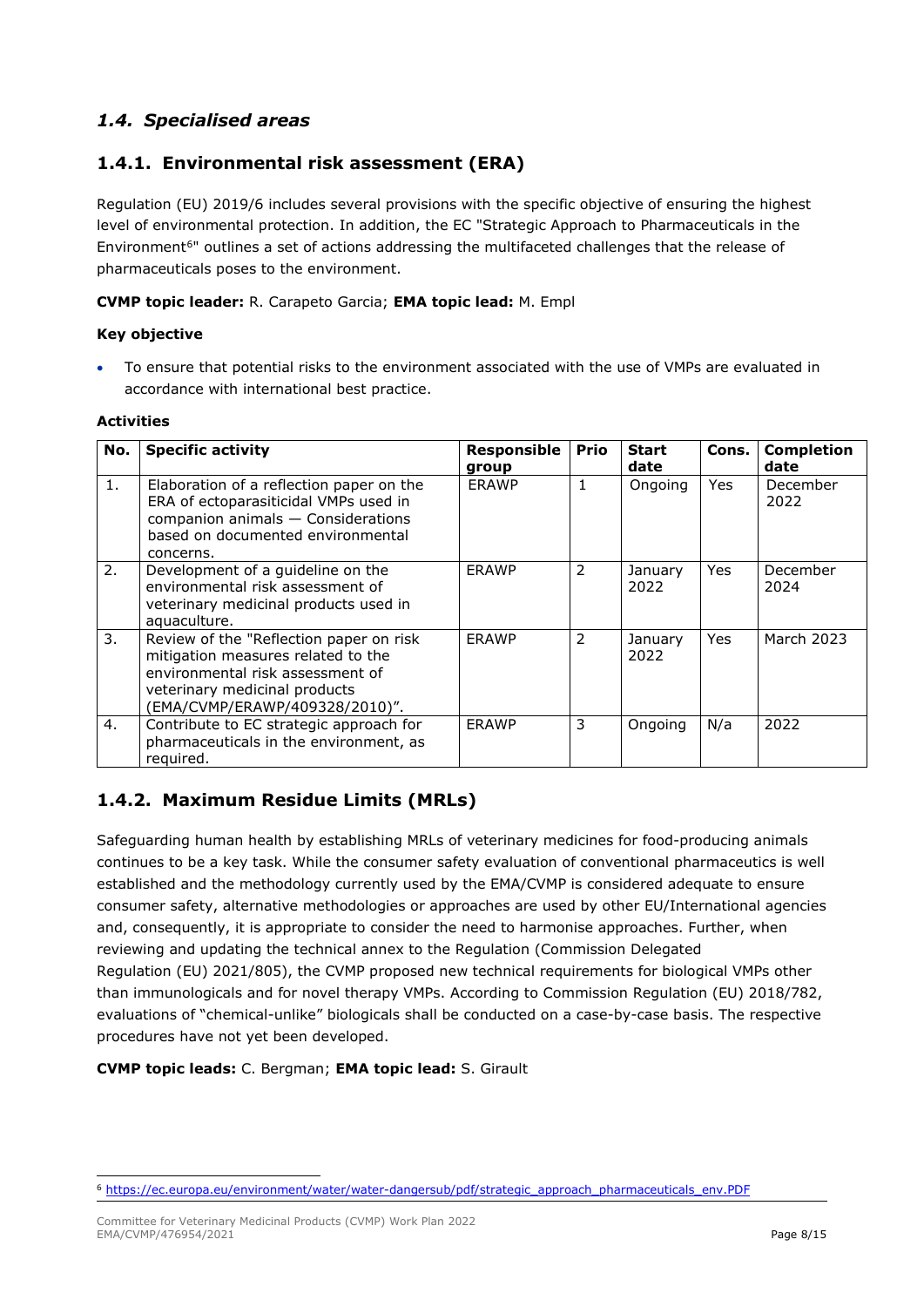## *1.4. Specialised areas*

### 1.4.1. Environmental risk assessment (ERA)

Regulation (EU) 2019/6 includes several provisions with the specific objective of ensuring the highest level of environmental protection. In addition, the EC "Strategic Approach to Pharmaceuticals in the Environment[6]" outlines a set of actions addressing the multifaceted challenges that the release of pharmaceuticals poses to the environment.

**CVMP topic leader:** R. Carapeto Garcia; **EMA topic lead:** M. Empl

**Key objective**

- To ensure that potential risks to the environment associated with the use of VMPs are evaluated in accordance with international best practice.

**Activities**

| No. | Specific activity | Responsible group | Prio | Start date | Cons. | Completion date |
|---|---|---|---|---|---|---|
| 1. | Elaboration of a reflection paper on the ERA of ectoparasiticidal VMPs used in companion animals — Considerations based on documented environmental concerns. | ERAWP | 1 | Ongoing | Yes | December 2022 |
| 2. | Development of a guideline on the environmental risk assessment of veterinary medicinal products used in aquaculture. | ERAWP | 2 | January 2022 | Yes | December 2024 |
| 3. | Review of the "Reflection paper on risk mitigation measures related to the environmental risk assessment of veterinary medicinal products (EMA/CVMP/ERAWP/409328/2010)". | ERAWP | 2 | January 2022 | Yes | March 2023 |
| 4. | Contribute to EC strategic approach for pharmaceuticals in the environment, as required. | ERAWP | 3 | Ongoing | N/a | 2022 |

### 1.4.2. Maximum Residue Limits (MRLs)

Safeguarding human health by establishing MRLs of veterinary medicines for food-producing animals continues to be a key task. While the consumer safety evaluation of conventional pharmaceutics is well established and the methodology currently used by the EMA/CVMP is considered adequate to ensure consumer safety, alternative methodologies or approaches are used by other EU/International agencies and, consequently, it is appropriate to consider the need to harmonise approaches. Further, when reviewing and updating the technical annex to the Regulation (Commission Delegated Regulation (EU) 2021/805), the CVMP proposed new technical requirements for biological VMPs other than immunologicals and for novel therapy VMPs. According to Commission Regulation (EU) 2018/782, evaluations of "chemical-unlike" biologicals shall be conducted on a case-by-case basis. The respective procedures have not yet been developed.

**CVMP topic leads:** C. Bergman; **EMA topic lead:** S. Girault

[6] https://ec.europa.eu/environment/water/water-dangersub/pdf/strategic_approach_pharmaceuticals_env.PDF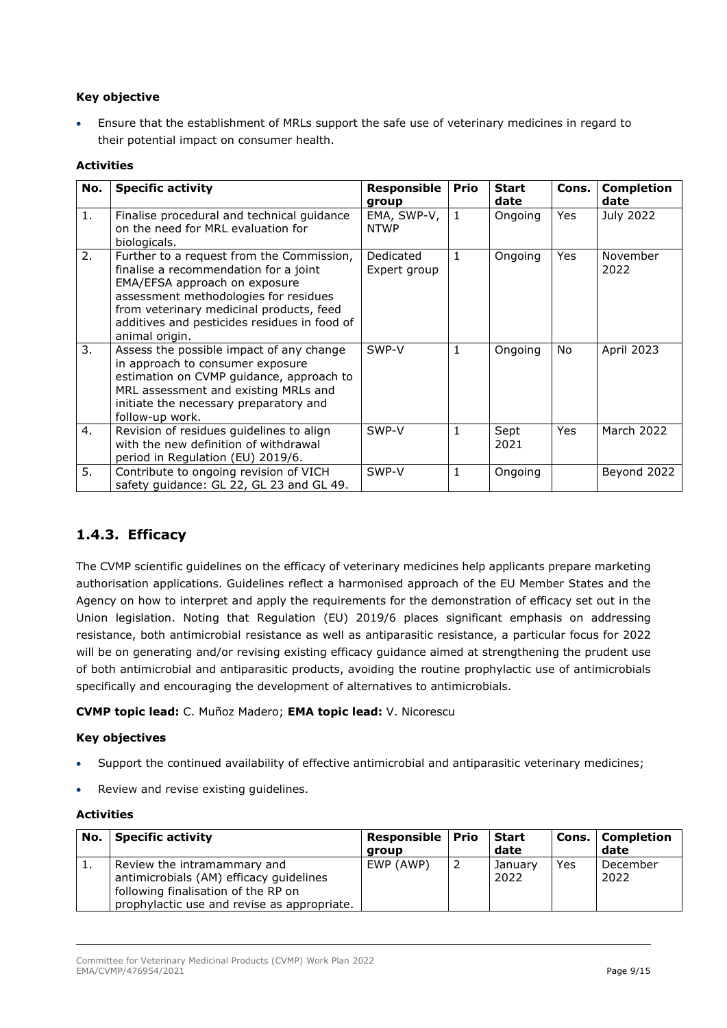**Key objective**

- Ensure that the establishment of MRLs support the safe use of veterinary medicines in regard to their potential impact on consumer health.

**Activities**

| No. | Specific activity | Responsible group | Prio | Start date | Cons. | Completion date |
|---|---|---|---|---|---|---|
| 1. | Finalise procedural and technical guidance on the need for MRL evaluation for biologicals. | EMA, SWP-V, NTWP | 1 | Ongoing | Yes | July 2022 |
| 2. | Further to a request from the Commission, finalise a recommendation for a joint EMA/EFSA approach on exposure assessment methodologies for residues from veterinary medicinal products, feed additives and pesticides residues in food of animal origin. | Dedicated Expert group | 1 | Ongoing | Yes | November 2022 |
| 3. | Assess the possible impact of any change in approach to consumer exposure estimation on CVMP guidance, approach to MRL assessment and existing MRLs and initiate the necessary preparatory and follow-up work. | SWP-V | 1 | Ongoing | No | April 2023 |
| 4. | Revision of residues guidelines to align with the new definition of withdrawal period in Regulation (EU) 2019/6. | SWP-V | 1 | Sept 2021 | Yes | March 2022 |
| 5. | Contribute to ongoing revision of VICH safety guidance: GL 22, GL 23 and GL 49. | SWP-V | 1 | Ongoing | | Beyond 2022 |

## 1.4.3. Efficacy

The CVMP scientific guidelines on the efficacy of veterinary medicines help applicants prepare marketing authorisation applications. Guidelines reflect a harmonised approach of the EU Member States and the Agency on how to interpret and apply the requirements for the demonstration of efficacy set out in the Union legislation. Noting that Regulation (EU) 2019/6 places significant emphasis on addressing resistance, both antimicrobial resistance as well as antiparasitic resistance, a particular focus for 2022 will be on generating and/or revising existing efficacy guidance aimed at strengthening the prudent use of both antimicrobial and antiparasitic products, avoiding the routine prophylactic use of antimicrobials specifically and encouraging the development of alternatives to antimicrobials.

**CVMP topic lead:** C. Muñoz Madero; **EMA topic lead:** V. Nicorescu

**Key objectives**

- Support the continued availability of effective antimicrobial and antiparasitic veterinary medicines;
- Review and revise existing guidelines.

**Activities**

| No. | Specific activity | Responsible group | Prio | Start date | Cons. | Completion date |
|---|---|---|---|---|---|---|
| 1. | Review the intramammary and antimicrobials (AM) efficacy guidelines following finalisation of the RP on prophylactic use and revise as appropriate. | EWP (AWP) | 2 | January 2022 | Yes | December 2022 |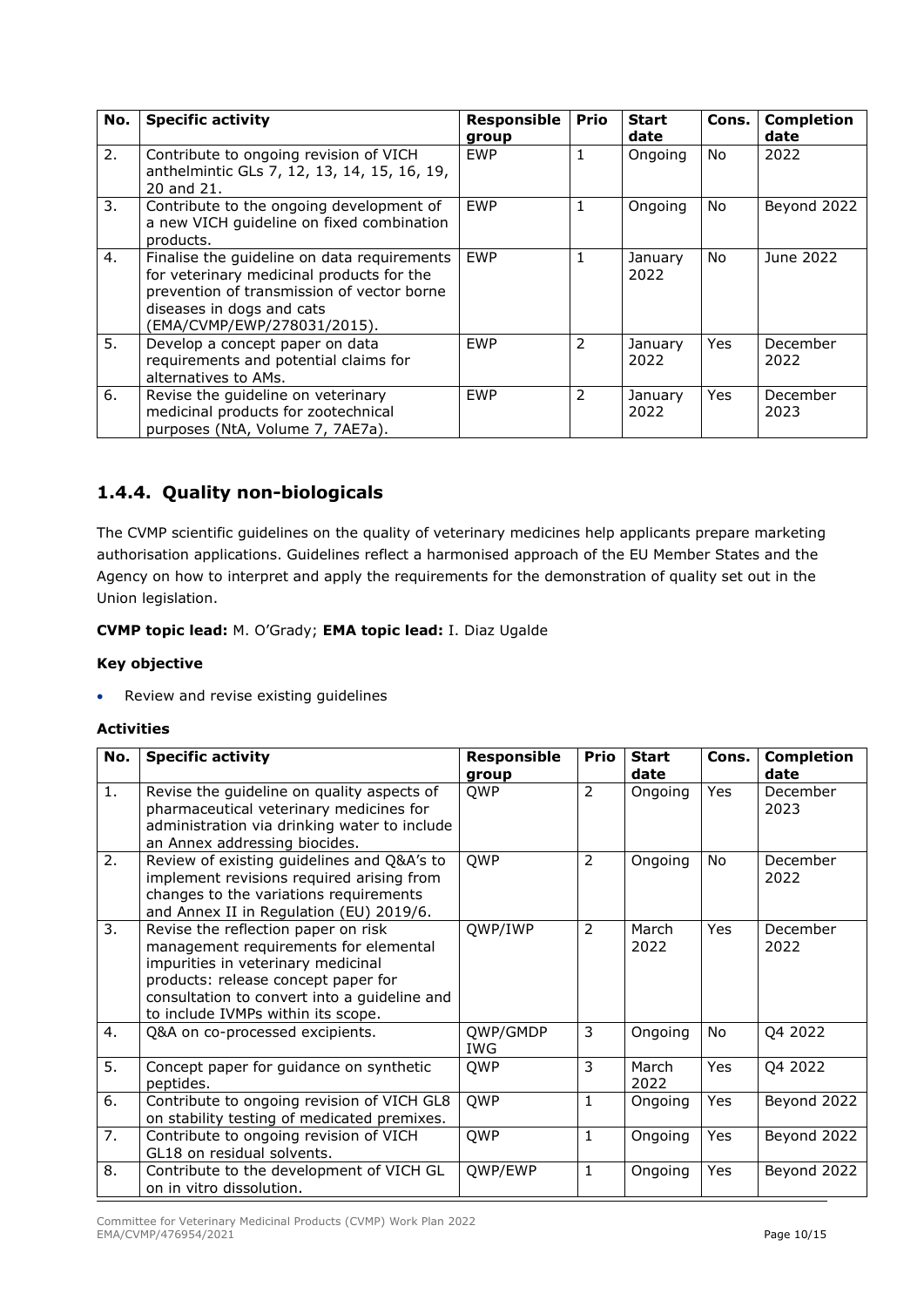| No. | Specific activity | Responsible group | Prio | Start date | Cons. | Completion date |
|---|---|---|---|---|---|---|
| 2. | Contribute to ongoing revision of VICH anthelmintic GLs 7, 12, 13, 14, 15, 16, 19, 20 and 21. | EWP | 1 | Ongoing | No | 2022 |
| 3. | Contribute to the ongoing development of a new VICH guideline on fixed combination products. | EWP | 1 | Ongoing | No | Beyond 2022 |
| 4. | Finalise the guideline on data requirements for veterinary medicinal products for the prevention of transmission of vector borne diseases in dogs and cats (EMA/CVMP/EWP/278031/2015). | EWP | 1 | January 2022 | No | June 2022 |
| 5. | Develop a concept paper on data requirements and potential claims for alternatives to AMs. | EWP | 2 | January 2022 | Yes | December 2022 |
| 6. | Revise the guideline on veterinary medicinal products for zootechnical purposes (NtA, Volume 7, 7AE7a). | EWP | 2 | January 2022 | Yes | December 2023 |

## 1.4.4. Quality non-biologicals

The CVMP scientific guidelines on the quality of veterinary medicines help applicants prepare marketing authorisation applications. Guidelines reflect a harmonised approach of the EU Member States and the Agency on how to interpret and apply the requirements for the demonstration of quality set out in the Union legislation.

**CVMP topic lead:** M. O'Grady; **EMA topic lead:** I. Diaz Ugalde

**Key objective**

- Review and revise existing guidelines

**Activities**

| No. | Specific activity | Responsible group | Prio | Start date | Cons. | Completion date |
|---|---|---|---|---|---|---|
| 1. | Revise the guideline on quality aspects of pharmaceutical veterinary medicines for administration via drinking water to include an Annex addressing biocides. | QWP | 2 | Ongoing | Yes | December 2023 |
| 2. | Review of existing guidelines and Q&A's to implement revisions required arising from changes to the variations requirements and Annex II in Regulation (EU) 2019/6. | QWP | 2 | Ongoing | No | December 2022 |
| 3. | Revise the reflection paper on risk management requirements for elemental impurities in veterinary medicinal products: release concept paper for consultation to convert into a guideline and to include IVMPs within its scope. | QWP/IWP | 2 | March 2022 | Yes | December 2022 |
| 4. | Q&A on co-processed excipients. | QWP/GMDP IWG | 3 | Ongoing | No | Q4 2022 |
| 5. | Concept paper for guidance on synthetic peptides. | QWP | 3 | March 2022 | Yes | Q4 2022 |
| 6. | Contribute to ongoing revision of VICH GL8 on stability testing of medicated premixes. | QWP | 1 | Ongoing | Yes | Beyond 2022 |
| 7. | Contribute to ongoing revision of VICH GL18 on residual solvents. | QWP | 1 | Ongoing | Yes | Beyond 2022 |
| 8. | Contribute to the development of VICH GL on in vitro dissolution. | QWP/EWP | 1 | Ongoing | Yes | Beyond 2022 |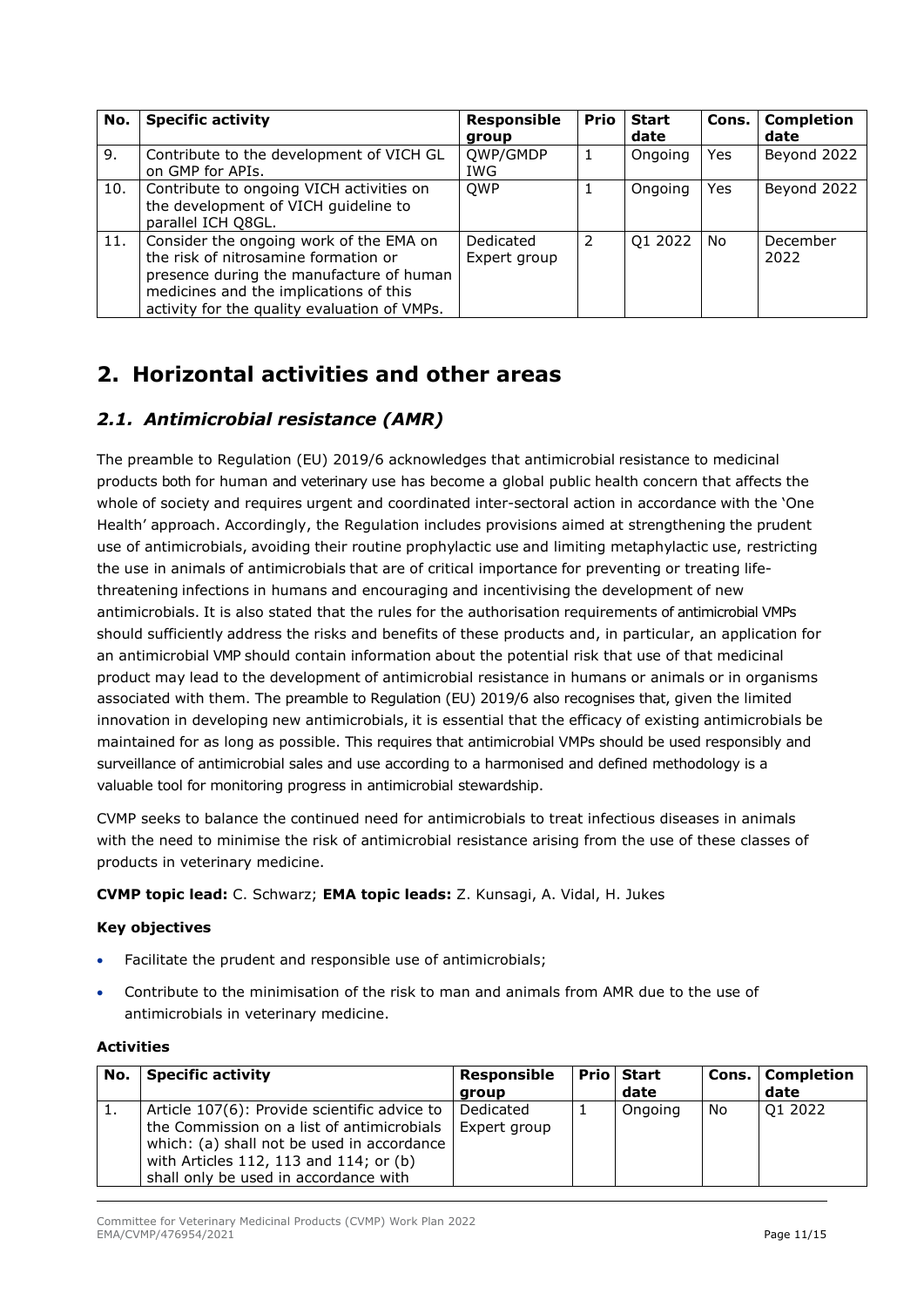| No. | Specific activity | Responsible group | Prio | Start date | Cons. | Completion date |
|---|---|---|---|---|---|---|
| 9. | Contribute to the development of VICH GL on GMP for APIs. | QWP/GMDP IWG | 1 | Ongoing | Yes | Beyond 2022 |
| 10. | Contribute to ongoing VICH activities on the development of VICH guideline to parallel ICH Q8GL. | QWP | 1 | Ongoing | Yes | Beyond 2022 |
| 11. | Consider the ongoing work of the EMA on the risk of nitrosamine formation or presence during the manufacture of human medicines and the implications of this activity for the quality evaluation of VMPs. | Dedicated Expert group | 2 | Q1 2022 | No | December 2022 |

# 2. Horizontal activities and other areas

## *2.1. Antimicrobial resistance (AMR)*

The preamble to Regulation (EU) 2019/6 acknowledges that antimicrobial resistance to medicinal products both for human and veterinary use has become a global public health concern that affects the whole of society and requires urgent and coordinated inter-sectoral action in accordance with the 'One Health' approach. Accordingly, the Regulation includes provisions aimed at strengthening the prudent use of antimicrobials, avoiding their routine prophylactic use and limiting metaphylactic use, restricting the use in animals of antimicrobials that are of critical importance for preventing or treating life-threatening infections in humans and encouraging and incentivising the development of new antimicrobials. It is also stated that the rules for the authorisation requirements of antimicrobial VMPs should sufficiently address the risks and benefits of these products and, in particular, an application for an antimicrobial VMP should contain information about the potential risk that use of that medicinal product may lead to the development of antimicrobial resistance in humans or animals or in organisms associated with them. The preamble to Regulation (EU) 2019/6 also recognises that, given the limited innovation in developing new antimicrobials, it is essential that the efficacy of existing antimicrobials be maintained for as long as possible. This requires that antimicrobial VMPs should be used responsibly and surveillance of antimicrobial sales and use according to a harmonised and defined methodology is a valuable tool for monitoring progress in antimicrobial stewardship.

CVMP seeks to balance the continued need for antimicrobials to treat infectious diseases in animals with the need to minimise the risk of antimicrobial resistance arising from the use of these classes of products in veterinary medicine.

**CVMP topic lead:** C. Schwarz; **EMA topic leads:** Z. Kunsagi, A. Vidal, H. Jukes

### Key objectives

- Facilitate the prudent and responsible use of antimicrobials;
- Contribute to the minimisation of the risk to man and animals from AMR due to the use of antimicrobials in veterinary medicine.

### Activities

| No. | Specific activity | Responsible group | Prio | Start date | Cons. | Completion date |
|---|---|---|---|---|---|---|
| 1. | Article 107(6): Provide scientific advice to the Commission on a list of antimicrobials which: (a) shall not be used in accordance with Articles 112, 113 and 114; or (b) shall only be used in accordance with | Dedicated Expert group | 1 | Ongoing | No | Q1 2022 |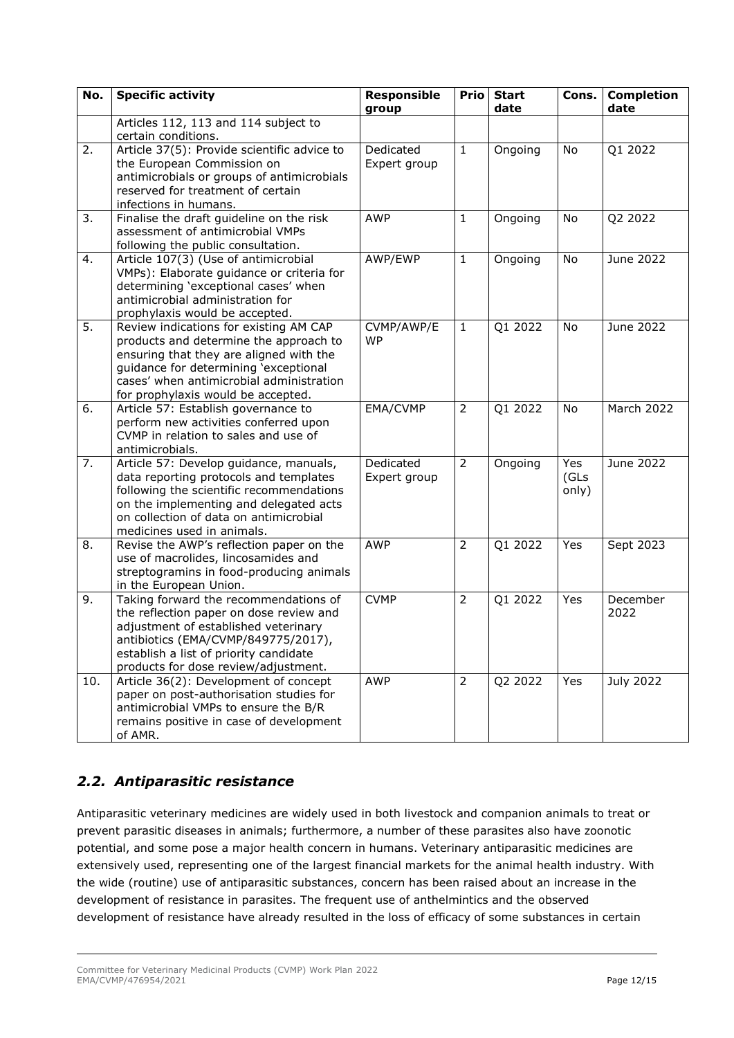| No. | Specific activity | Responsible group | Prio | Start date | Cons. | Completion date |
|---|---|---|---|---|---|---|
| | Articles 112, 113 and 114 subject to certain conditions. | | | | | |
| 2. | Article 37(5): Provide scientific advice to the European Commission on antimicrobials or groups of antimicrobials reserved for treatment of certain infections in humans. | Dedicated Expert group | 1 | Ongoing | No | Q1 2022 |
| 3. | Finalise the draft guideline on the risk assessment of antimicrobial VMPs following the public consultation. | AWP | 1 | Ongoing | No | Q2 2022 |
| 4. | Article 107(3) (Use of antimicrobial VMPs): Elaborate guidance or criteria for determining 'exceptional cases' when antimicrobial administration for prophylaxis would be accepted. | AWP/EWP | 1 | Ongoing | No | June 2022 |
| 5. | Review indications for existing AM CAP products and determine the approach to ensuring that they are aligned with the guidance for determining 'exceptional cases' when antimicrobial administration for prophylaxis would be accepted. | CVMP/AWP/EWP | 1 | Q1 2022 | No | June 2022 |
| 6. | Article 57: Establish governance to perform new activities conferred upon CVMP in relation to sales and use of antimicrobials. | EMA/CVMP | 2 | Q1 2022 | No | March 2022 |
| 7. | Article 57: Develop guidance, manuals, data reporting protocols and templates following the scientific recommendations on the implementing and delegated acts on collection of data on antimicrobial medicines used in animals. | Dedicated Expert group | 2 | Ongoing | Yes (GLs only) | June 2022 |
| 8. | Revise the AWP's reflection paper on the use of macrolides, lincosamides and streptogramins in food-producing animals in the European Union. | AWP | 2 | Q1 2022 | Yes | Sept 2023 |
| 9. | Taking forward the recommendations of the reflection paper on dose review and adjustment of established veterinary antibiotics (EMA/CVMP/849775/2017), establish a list of priority candidate products for dose review/adjustment. | CVMP | 2 | Q1 2022 | Yes | December 2022 |
| 10. | Article 36(2): Development of concept paper on post-authorisation studies for antimicrobial VMPs to ensure the B/R remains positive in case of development of AMR. | AWP | 2 | Q2 2022 | Yes | July 2022 |

## *2.2. Antiparasitic resistance*

Antiparasitic veterinary medicines are widely used in both livestock and companion animals to treat or prevent parasitic diseases in animals; furthermore, a number of these parasites also have zoonotic potential, and some pose a major health concern in humans. Veterinary antiparasitic medicines are extensively used, representing one of the largest financial markets for the animal health industry. With the wide (routine) use of antiparasitic substances, concern has been raised about an increase in the development of resistance in parasites. The frequent use of anthelmintics and the observed development of resistance have already resulted in the loss of efficacy of some substances in certain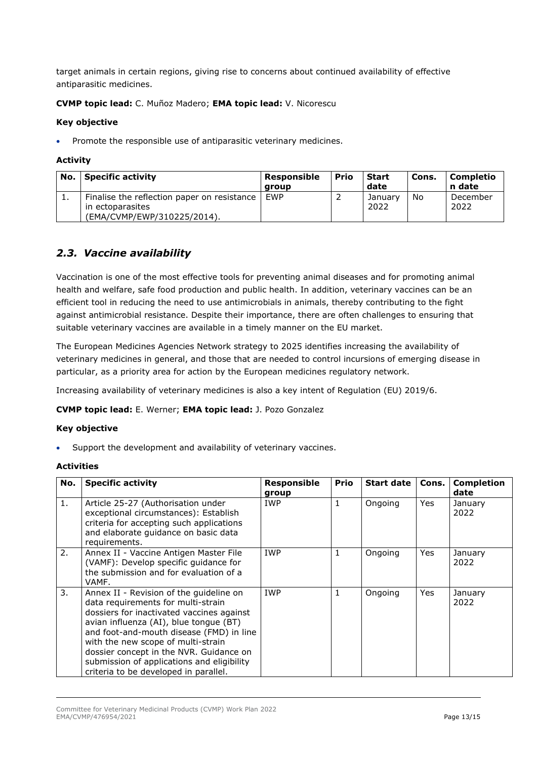target animals in certain regions, giving rise to concerns about continued availability of effective antiparasitic medicines.

**CVMP topic lead:** C. Muñoz Madero; **EMA topic lead:** V. Nicorescu

**Key objective**

- Promote the responsible use of antiparasitic veterinary medicines.

**Activity**

| No. | Specific activity | Responsible group | Prio | Start date | Cons. | Completion date |
|---|---|---|---|---|---|---|
| 1. | Finalise the reflection paper on resistance in ectoparasites (EMA/CVMP/EWP/310225/2014). | EWP | 2 | January 2022 | No | December 2022 |

## *2.3. Vaccine availability*

Vaccination is one of the most effective tools for preventing animal diseases and for promoting animal health and welfare, safe food production and public health. In addition, veterinary vaccines can be an efficient tool in reducing the need to use antimicrobials in animals, thereby contributing to the fight against antimicrobial resistance. Despite their importance, there are often challenges to ensuring that suitable veterinary vaccines are available in a timely manner on the EU market.

The European Medicines Agencies Network strategy to 2025 identifies increasing the availability of veterinary medicines in general, and those that are needed to control incursions of emerging disease in particular, as a priority area for action by the European medicines regulatory network.

Increasing availability of veterinary medicines is also a key intent of Regulation (EU) 2019/6.

**CVMP topic lead:** E. Werner; **EMA topic lead:** J. Pozo Gonzalez

**Key objective**

- Support the development and availability of veterinary vaccines.

**Activities**

| No. | Specific activity | Responsible group | Prio | Start date | Cons. | Completion date |
|---|---|---|---|---|---|---|
| 1. | Article 25-27 (Authorisation under exceptional circumstances): Establish criteria for accepting such applications and elaborate guidance on basic data requirements. | IWP | 1 | Ongoing | Yes | January 2022 |
| 2. | Annex II - Vaccine Antigen Master File (VAMF): Develop specific guidance for the submission and for evaluation of a VAMF. | IWP | 1 | Ongoing | Yes | January 2022 |
| 3. | Annex II - Revision of the guideline on data requirements for multi-strain dossiers for inactivated vaccines against avian influenza (AI), blue tongue (BT) and foot-and-mouth disease (FMD) in line with the new scope of multi-strain dossier concept in the NVR. Guidance on submission of applications and eligibility criteria to be developed in parallel. | IWP | 1 | Ongoing | Yes | January 2022 |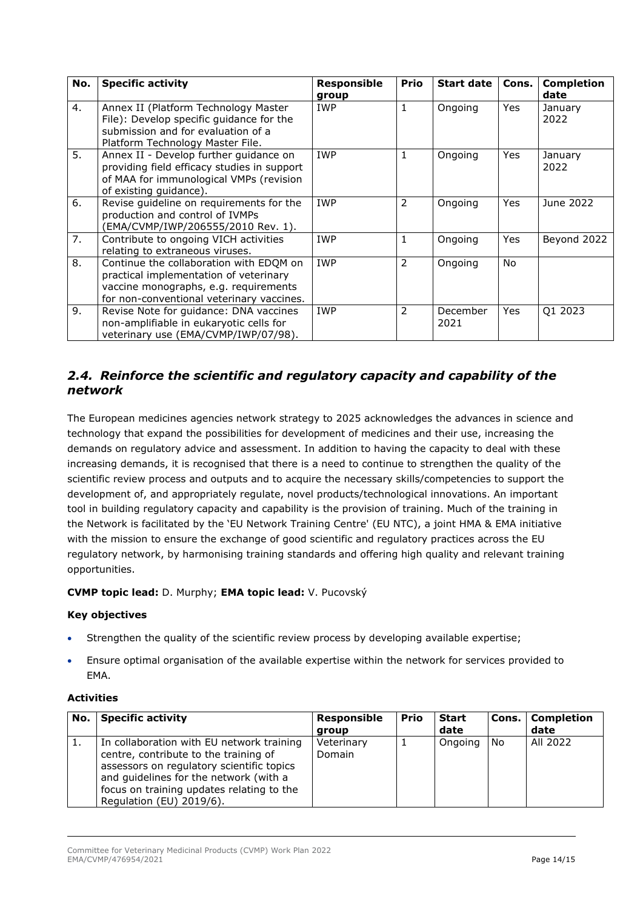| No. | Specific activity | Responsible group | Prio | Start date | Cons. | Completion date |
|---|---|---|---|---|---|---|
| 4. | Annex II (Platform Technology Master File): Develop specific guidance for the submission and for evaluation of a Platform Technology Master File. | IWP | 1 | Ongoing | Yes | January 2022 |
| 5. | Annex II - Develop further guidance on providing field efficacy studies in support of MAA for immunological VMPs (revision of existing guidance). | IWP | 1 | Ongoing | Yes | January 2022 |
| 6. | Revise guideline on requirements for the production and control of IVMPs (EMA/CVMP/IWP/206555/2010 Rev. 1). | IWP | 2 | Ongoing | Yes | June 2022 |
| 7. | Contribute to ongoing VICH activities relating to extraneous viruses. | IWP | 1 | Ongoing | Yes | Beyond 2022 |
| 8. | Continue the collaboration with EDQM on practical implementation of veterinary vaccine monographs, e.g. requirements for non-conventional veterinary vaccines. | IWP | 2 | Ongoing | No | |
| 9. | Revise Note for guidance: DNA vaccines non-amplifiable in eukaryotic cells for veterinary use (EMA/CVMP/IWP/07/98). | IWP | 2 | December 2021 | Yes | Q1 2023 |

## *2.4. Reinforce the scientific and regulatory capacity and capability of the network*

The European medicines agencies network strategy to 2025 acknowledges the advances in science and technology that expand the possibilities for development of medicines and their use, increasing the demands on regulatory advice and assessment. In addition to having the capacity to deal with these increasing demands, it is recognised that there is a need to continue to strengthen the quality of the scientific review process and outputs and to acquire the necessary skills/competencies to support the development of, and appropriately regulate, novel products/technological innovations. An important tool in building regulatory capacity and capability is the provision of training. Much of the training in the Network is facilitated by the 'EU Network Training Centre' (EU NTC), a joint HMA & EMA initiative with the mission to ensure the exchange of good scientific and regulatory practices across the EU regulatory network, by harmonising training standards and offering high quality and relevant training opportunities.

**CVMP topic lead:** D. Murphy; **EMA topic lead:** V. Pucovský

**Key objectives**

- Strengthen the quality of the scientific review process by developing available expertise;
- Ensure optimal organisation of the available expertise within the network for services provided to EMA.

**Activities**

| No. | Specific activity | Responsible group | Prio | Start date | Cons. | Completion date |
|---|---|---|---|---|---|---|
| 1. | In collaboration with EU network training centre, contribute to the training of assessors on regulatory scientific topics and guidelines for the network (with a focus on training updates relating to the Regulation (EU) 2019/6). | Veterinary Domain | 1 | Ongoing | No | All 2022 |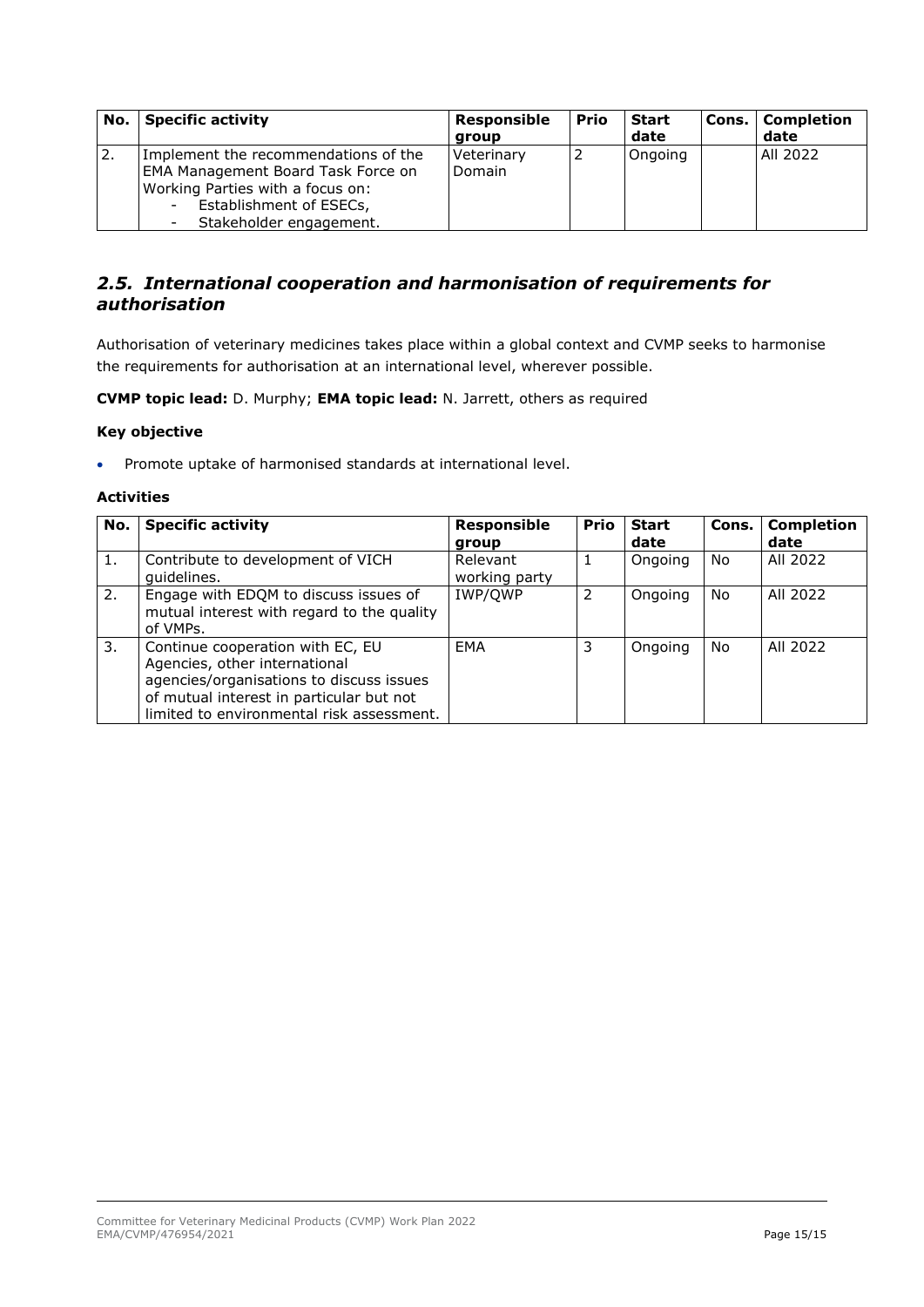| No. | Specific activity | Responsible group | Prio | Start date | Cons. | Completion date |
|---|---|---|---|---|---|---|
| 2. | Implement the recommendations of the EMA Management Board Task Force on Working Parties with a focus on:<br>- Establishment of ESECs,<br>- Stakeholder engagement. | Veterinary Domain | 2 | Ongoing | | All 2022 |

## *2.5. International cooperation and harmonisation of requirements for authorisation*

Authorisation of veterinary medicines takes place within a global context and CVMP seeks to harmonise the requirements for authorisation at an international level, wherever possible.

**CVMP topic lead:** D. Murphy; **EMA topic lead:** N. Jarrett, others as required

**Key objective**

- Promote uptake of harmonised standards at international level.

**Activities**

| No. | Specific activity | Responsible group | Prio | Start date | Cons. | Completion date |
|---|---|---|---|---|---|---|
| 1. | Contribute to development of VICH guidelines. | Relevant working party | 1 | Ongoing | No | All 2022 |
| 2. | Engage with EDQM to discuss issues of mutual interest with regard to the quality of VMPs. | IWP/QWP | 2 | Ongoing | No | All 2022 |
| 3. | Continue cooperation with EC, EU Agencies, other international agencies/organisations to discuss issues of mutual interest in particular but not limited to environmental risk assessment. | EMA | 3 | Ongoing | No | All 2022 |

Committee for Veterinary Medicinal Products (CVMP) Work Plan 2022
EMA/CVMP/476954/2021